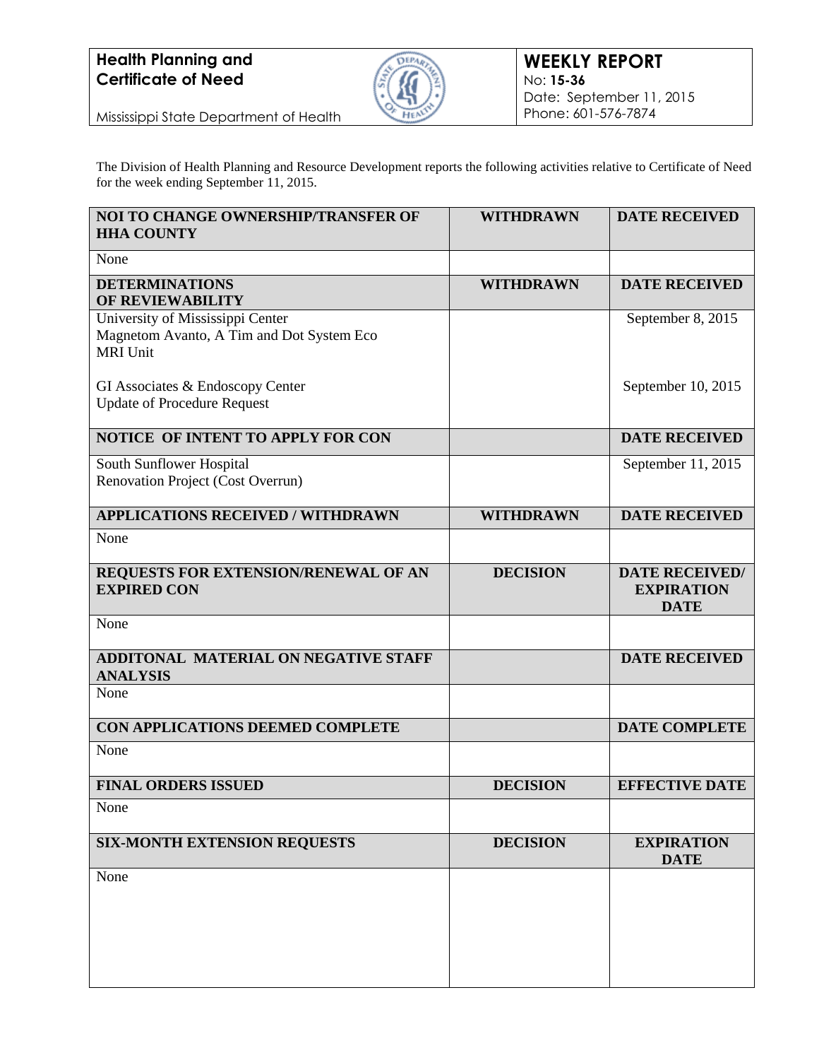**Health Planning and Certificate of Need**

Mississippi State Department of Health

# WEEKLY REPORT

No: **15-36**
Date: September 11, 2015
Phone: 601-576-7874

The Division of Health Planning and Resource Development reports the following activities relative to Certificate of Need for the week ending September 11, 2015.

| NOI TO CHANGE OWNERSHIP/TRANSFER OF HHA COUNTY | WITHDRAWN | DATE RECEIVED |
|---|---|---|
| None | | |
| **DETERMINATIONS OF REVIEWABILITY** | **WITHDRAWN** | **DATE RECEIVED** |
| University of Mississippi Center<br>Magnetom Avanto, A Tim and Dot System Eco MRI Unit | | September 8, 2015 |
| GI Associates & Endoscopy Center<br>Update of Procedure Request | | September 10, 2015 |
| **NOTICE OF INTENT TO APPLY FOR CON** | | **DATE RECEIVED** |
| South Sunflower Hospital<br>Renovation Project (Cost Overrun) | | September 11, 2015 |
| **APPLICATIONS RECEIVED / WITHDRAWN** | **WITHDRAWN** | **DATE RECEIVED** |
| None | | |
| **REQUESTS FOR EXTENSION/RENEWAL OF AN EXPIRED CON** | **DECISION** | **DATE RECEIVED/ EXPIRATION DATE** |
| None | | |
| **ADDITONAL MATERIAL ON NEGATIVE STAFF ANALYSIS** | | **DATE RECEIVED** |
| None | | |
| **CON APPLICATIONS DEEMED COMPLETE** | | **DATE COMPLETE** |
| None | | |
| **FINAL ORDERS ISSUED** | **DECISION** | **EFFECTIVE DATE** |
| None | | |
| **SIX-MONTH EXTENSION REQUESTS** | **DECISION** | **EXPIRATION DATE** |
| None | | |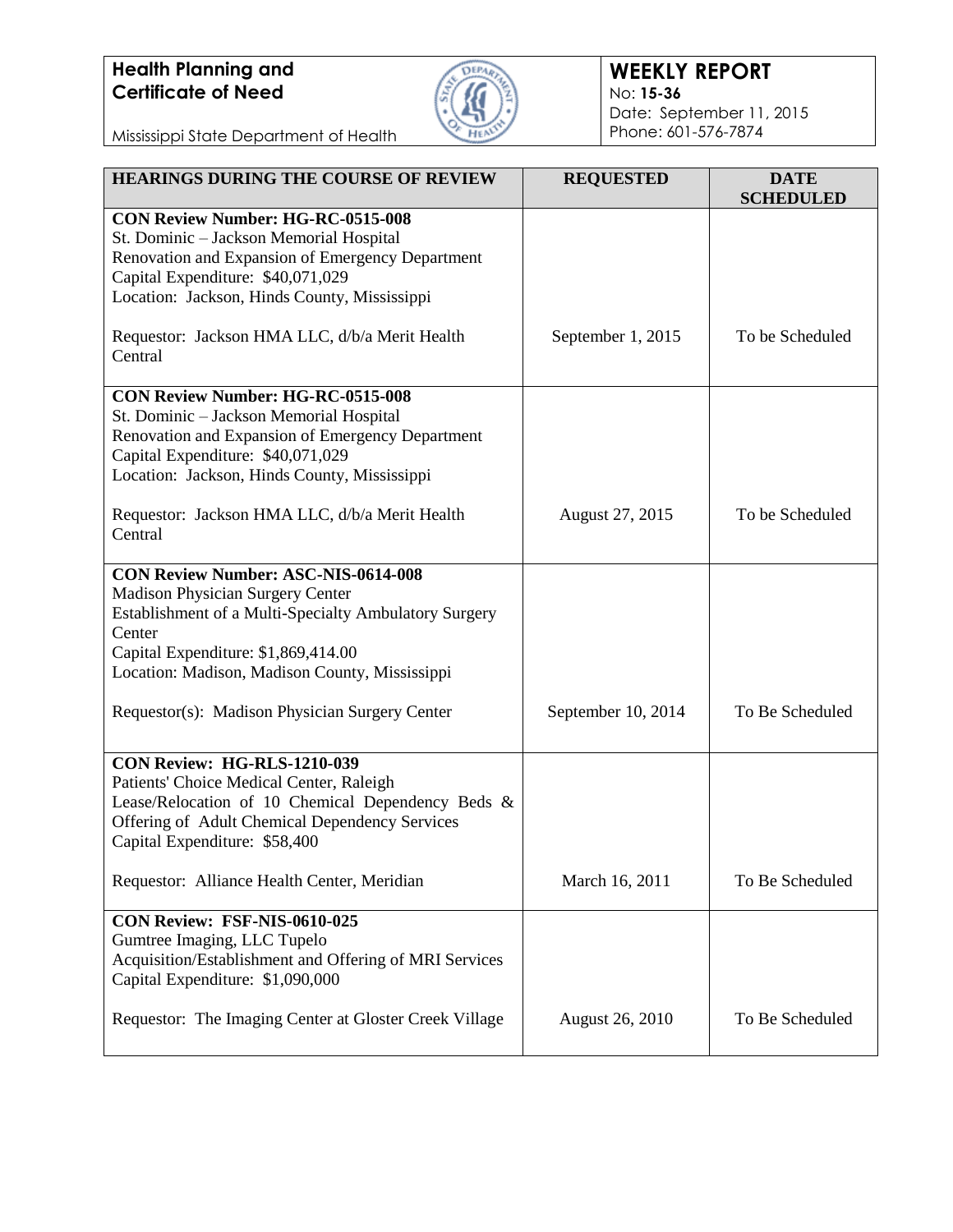**Health Planning and Certificate of Need**

Mississippi State Department of Health

**WEEKLY REPORT**
No: **15-36**
Date: September 11, 2015
Phone: 601-576-7874

| HEARINGS DURING THE COURSE OF REVIEW | REQUESTED | DATE SCHEDULED |
|---|---|---|
| **CON Review Number: HG-RC-0515-008**<br>St. Dominic – Jackson Memorial Hospital<br>Renovation and Expansion of Emergency Department<br>Capital Expenditure: $40,071,029<br>Location: Jackson, Hinds County, Mississippi<br><br>Requestor: Jackson HMA LLC, d/b/a Merit Health Central | September 1, 2015 | To be Scheduled |
| **CON Review Number: HG-RC-0515-008**<br>St. Dominic – Jackson Memorial Hospital<br>Renovation and Expansion of Emergency Department<br>Capital Expenditure: $40,071,029<br>Location: Jackson, Hinds County, Mississippi<br><br>Requestor: Jackson HMA LLC, d/b/a Merit Health Central | August 27, 2015 | To be Scheduled |
| **CON Review Number: ASC-NIS-0614-008**<br>Madison Physician Surgery Center<br>Establishment of a Multi-Specialty Ambulatory Surgery Center<br>Capital Expenditure: $1,869,414.00<br>Location: Madison, Madison County, Mississippi<br><br>Requestor(s): Madison Physician Surgery Center | September 10, 2014 | To Be Scheduled |
| **CON Review: HG-RLS-1210-039**<br>Patients' Choice Medical Center, Raleigh<br>Lease/Relocation of 10 Chemical Dependency Beds & Offering of Adult Chemical Dependency Services<br>Capital Expenditure: $58,400<br><br>Requestor: Alliance Health Center, Meridian | March 16, 2011 | To Be Scheduled |
| **CON Review: FSF-NIS-0610-025**<br>Gumtree Imaging, LLC Tupelo<br>Acquisition/Establishment and Offering of MRI Services<br>Capital Expenditure: $1,090,000<br><br>Requestor: The Imaging Center at Gloster Creek Village | August 26, 2010 | To Be Scheduled |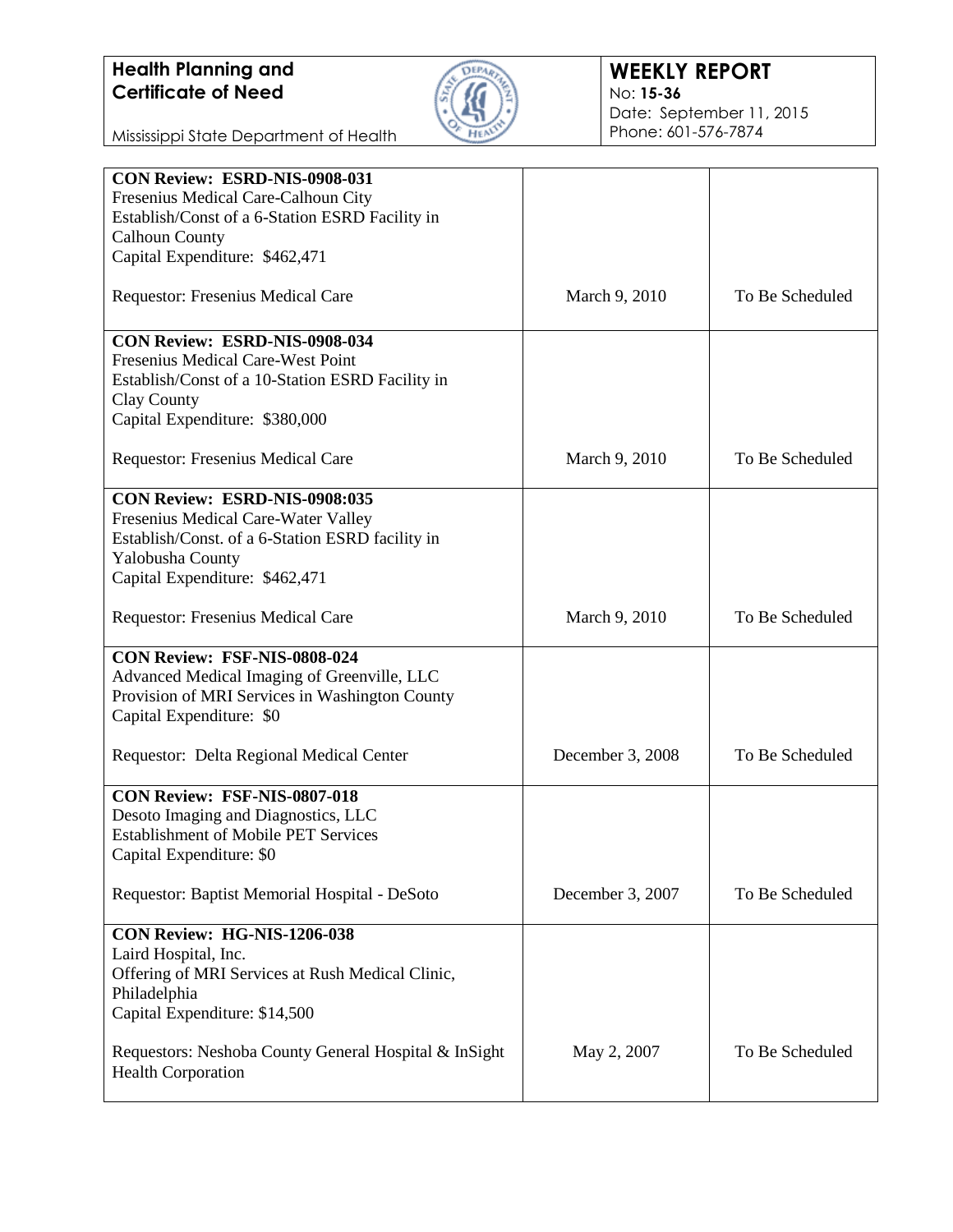| | | |
|---|---|---|
| **CON Review: ESRD-NIS-0908-031**<br>Fresenius Medical Care-Calhoun City<br>Establish/Const of a 6-Station ESRD Facility in Calhoun County<br>Capital Expenditure: $462,471<br><br>Requestor: Fresenius Medical Care | March 9, 2010 | To Be Scheduled |
| **CON Review: ESRD-NIS-0908-034**<br>Fresenius Medical Care-West Point<br>Establish/Const of a 10-Station ESRD Facility in Clay County<br>Capital Expenditure: $380,000<br><br>Requestor: Fresenius Medical Care | March 9, 2010 | To Be Scheduled |
| **CON Review: ESRD-NIS-0908:035**<br>Fresenius Medical Care-Water Valley<br>Establish/Const. of a 6-Station ESRD facility in Yalobusha County<br>Capital Expenditure: $462,471<br><br>Requestor: Fresenius Medical Care | March 9, 2010 | To Be Scheduled |
| **CON Review: FSF-NIS-0808-024**<br>Advanced Medical Imaging of Greenville, LLC<br>Provision of MRI Services in Washington County<br>Capital Expenditure: $0<br><br>Requestor: Delta Regional Medical Center | December 3, 2008 | To Be Scheduled |
| **CON Review: FSF-NIS-0807-018**<br>Desoto Imaging and Diagnostics, LLC<br>Establishment of Mobile PET Services<br>Capital Expenditure: $0<br><br>Requestor: Baptist Memorial Hospital - DeSoto | December 3, 2007 | To Be Scheduled |
| **CON Review: HG-NIS-1206-038**<br>Laird Hospital, Inc.<br>Offering of MRI Services at Rush Medical Clinic, Philadelphia<br>Capital Expenditure: $14,500<br><br>Requestors: Neshoba County General Hospital & InSight Health Corporation | May 2, 2007 | To Be Scheduled |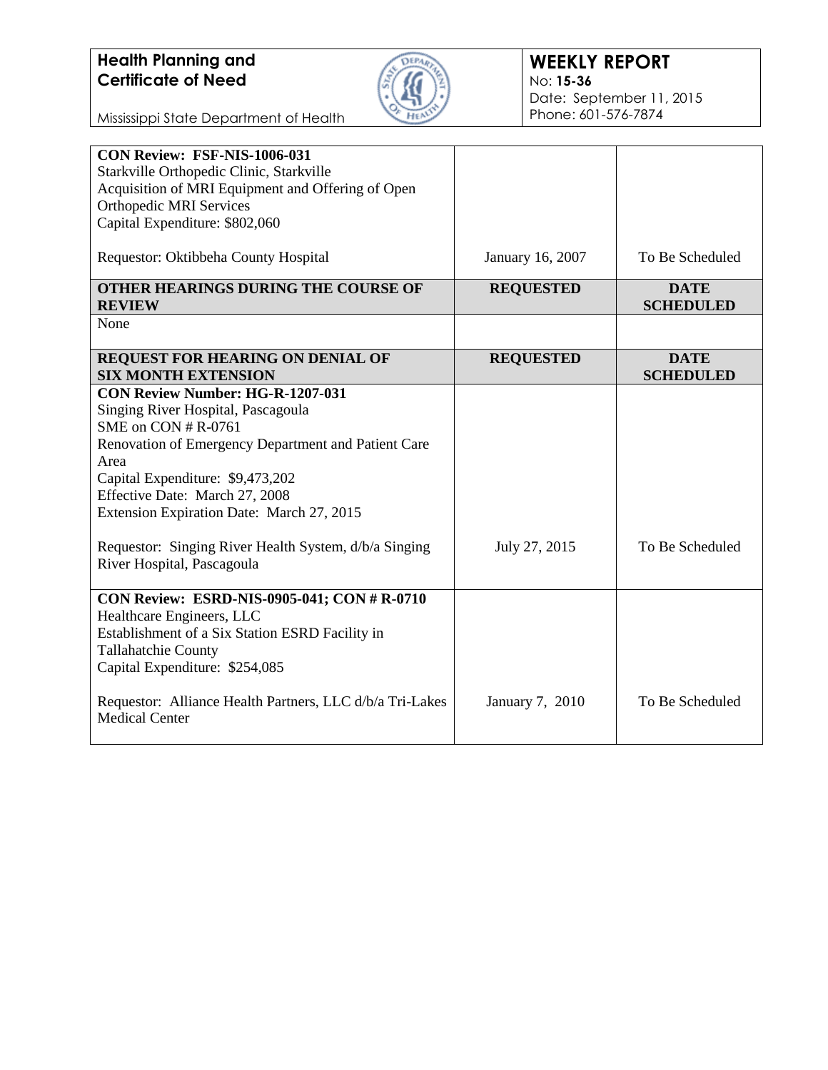| | | |
|---|---|---|
| **CON Review: FSF-NIS-1006-031**<br>Starkville Orthopedic Clinic, Starkville<br>Acquisition of MRI Equipment and Offering of Open Orthopedic MRI Services<br>Capital Expenditure: $802,060<br><br>Requestor: Oktibbeha County Hospital | January 16, 2007 | To Be Scheduled |
| **OTHER HEARINGS DURING THE COURSE OF REVIEW** | **REQUESTED** | **DATE SCHEDULED** |
| None | | |
| **REQUEST FOR HEARING ON DENIAL OF SIX MONTH EXTENSION** | **REQUESTED** | **DATE SCHEDULED** |
| **CON Review Number: HG-R-1207-031**<br>Singing River Hospital, Pascagoula<br>SME on CON # R-0761<br>Renovation of Emergency Department and Patient Care Area<br>Capital Expenditure: $9,473,202<br>Effective Date: March 27, 2008<br>Extension Expiration Date: March 27, 2015<br><br>Requestor: Singing River Health System, d/b/a Singing River Hospital, Pascagoula | July 27, 2015 | To Be Scheduled |
| **CON Review: ESRD-NIS-0905-041; CON # R-0710**<br>Healthcare Engineers, LLC<br>Establishment of a Six Station ESRD Facility in Tallahatchie County<br>Capital Expenditure: $254,085<br><br>Requestor: Alliance Health Partners, LLC d/b/a Tri-Lakes Medical Center | January 7, 2010 | To Be Scheduled |